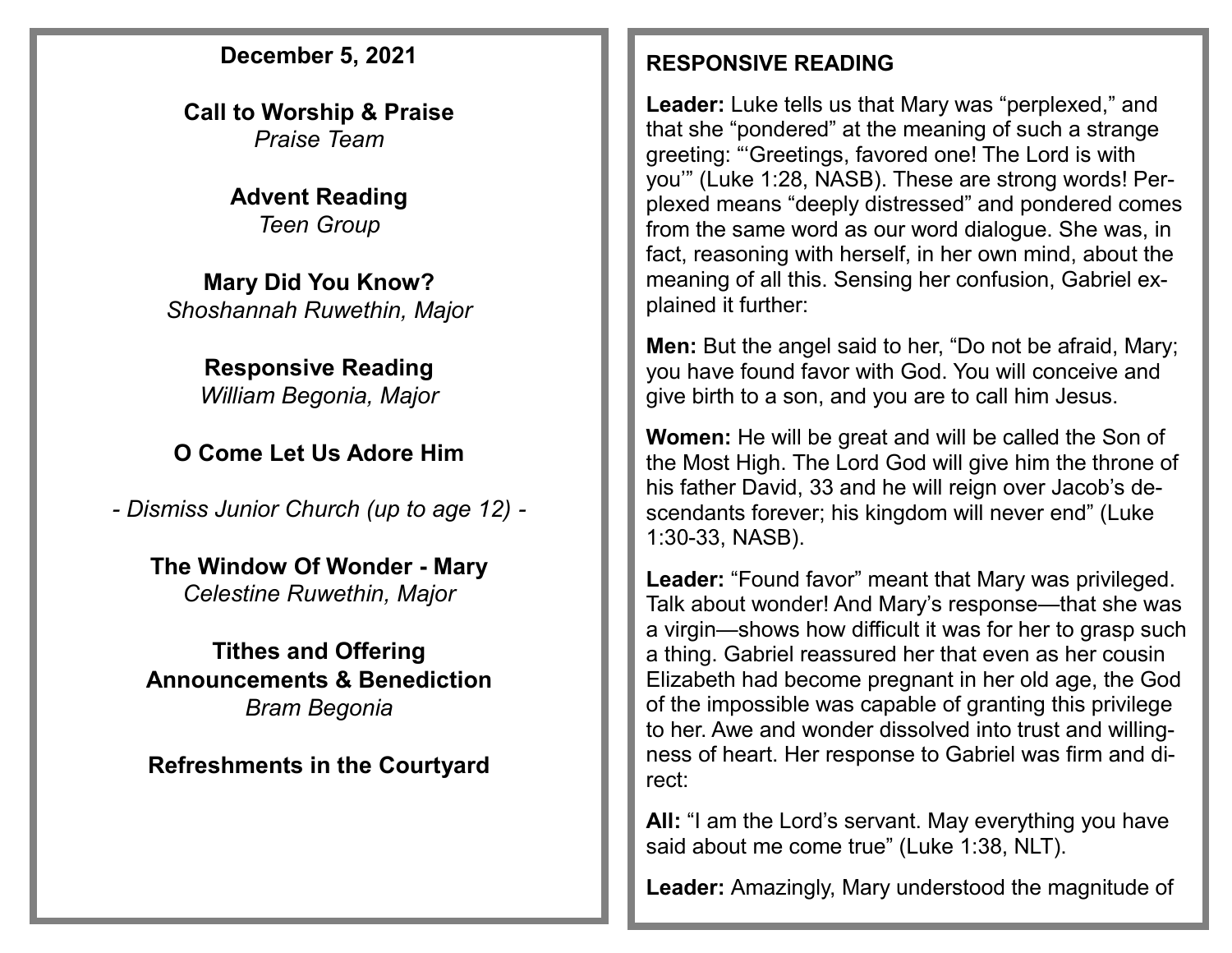**December 5, 2021**

**Call to Worship & Praise**
*Praise Team*

**Advent Reading**
*Teen Group*

**Mary Did You Know?**
*Shoshannah Ruwethin, Major*

**Responsive Reading**
*William Begonia, Major*

**O Come Let Us Adore Him**

*- Dismiss Junior Church (up to age 12) -*

**The Window Of Wonder - Mary**
*Celestine Ruwethin, Major*

**Tithes and Offering**
**Announcements & Benediction**
*Bram Begonia*

**Refreshments in the Courtyard**

## RESPONSIVE READING

**Leader:** Luke tells us that Mary was "perplexed," and that she "pondered" at the meaning of such a strange greeting: "'Greetings, favored one! The Lord is with you'" (Luke 1:28, NASB). These are strong words! Perplexed means "deeply distressed" and pondered comes from the same word as our word dialogue. She was, in fact, reasoning with herself, in her own mind, about the meaning of all this. Sensing her confusion, Gabriel explained it further:

**Men:** But the angel said to her, "Do not be afraid, Mary; you have found favor with God. You will conceive and give birth to a son, and you are to call him Jesus.

**Women:** He will be great and will be called the Son of the Most High. The Lord God will give him the throne of his father David, 33 and he will reign over Jacob's descendants forever; his kingdom will never end" (Luke 1:30-33, NASB).

**Leader:** "Found favor" meant that Mary was privileged. Talk about wonder! And Mary's response—that she was a virgin—shows how difficult it was for her to grasp such a thing. Gabriel reassured her that even as her cousin Elizabeth had become pregnant in her old age, the God of the impossible was capable of granting this privilege to her. Awe and wonder dissolved into trust and willingness of heart. Her response to Gabriel was firm and direct:

**All:** "I am the Lord's servant. May everything you have said about me come true" (Luke 1:38, NLT).

**Leader:** Amazingly, Mary understood the magnitude of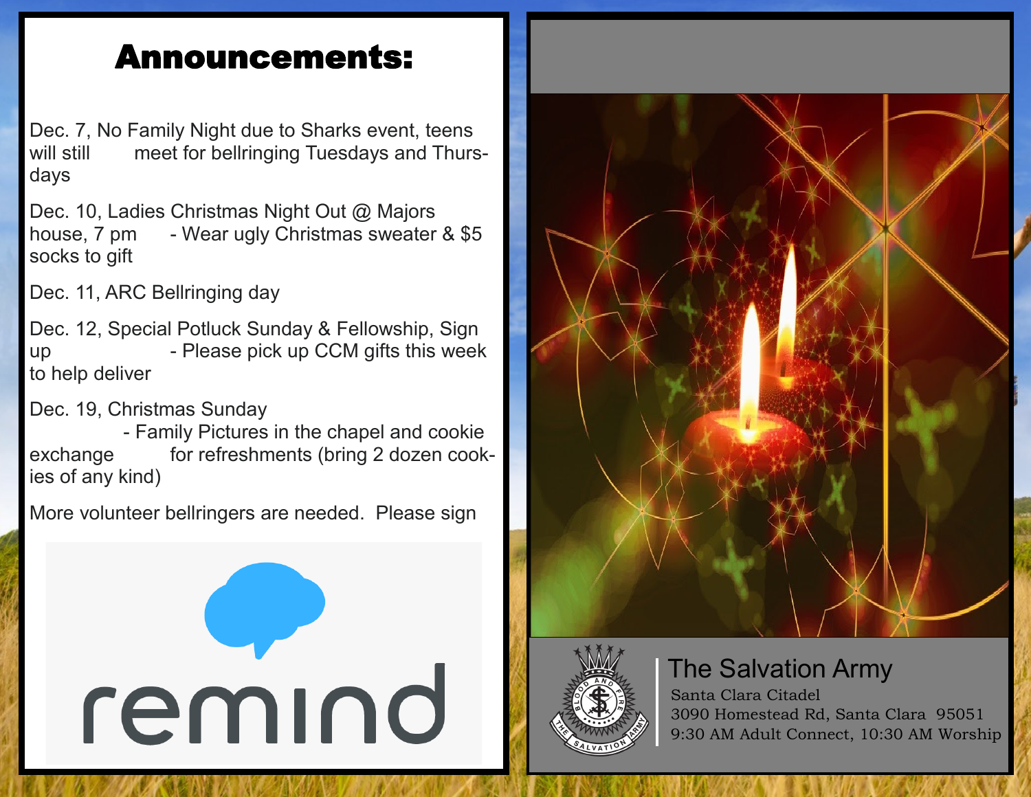# Announcements:

Dec. 7, No Family Night due to Sharks event, teens will still meet for bellringing Tuesdays and Thursdays

Dec. 10, Ladies Christmas Night Out @ Majors house, 7 pm - Wear ugly Christmas sweater & $5 socks to gift

Dec. 11, ARC Bellringing day

Dec. 12, Special Potluck Sunday & Fellowship, Sign up - Please pick up CCM gifts this week to help deliver

Dec. 19, Christmas Sunday - Family Pictures in the chapel and cookie exchange for refreshments (bring 2 dozen cookies of any kind)

More volunteer bellringers are needed. Please sign

remind

The Salvation Army

Santa Clara Citadel
3090 Homestead Rd, Santa Clara 95051
9:30 AM Adult Connect, 10:30 AM Worship